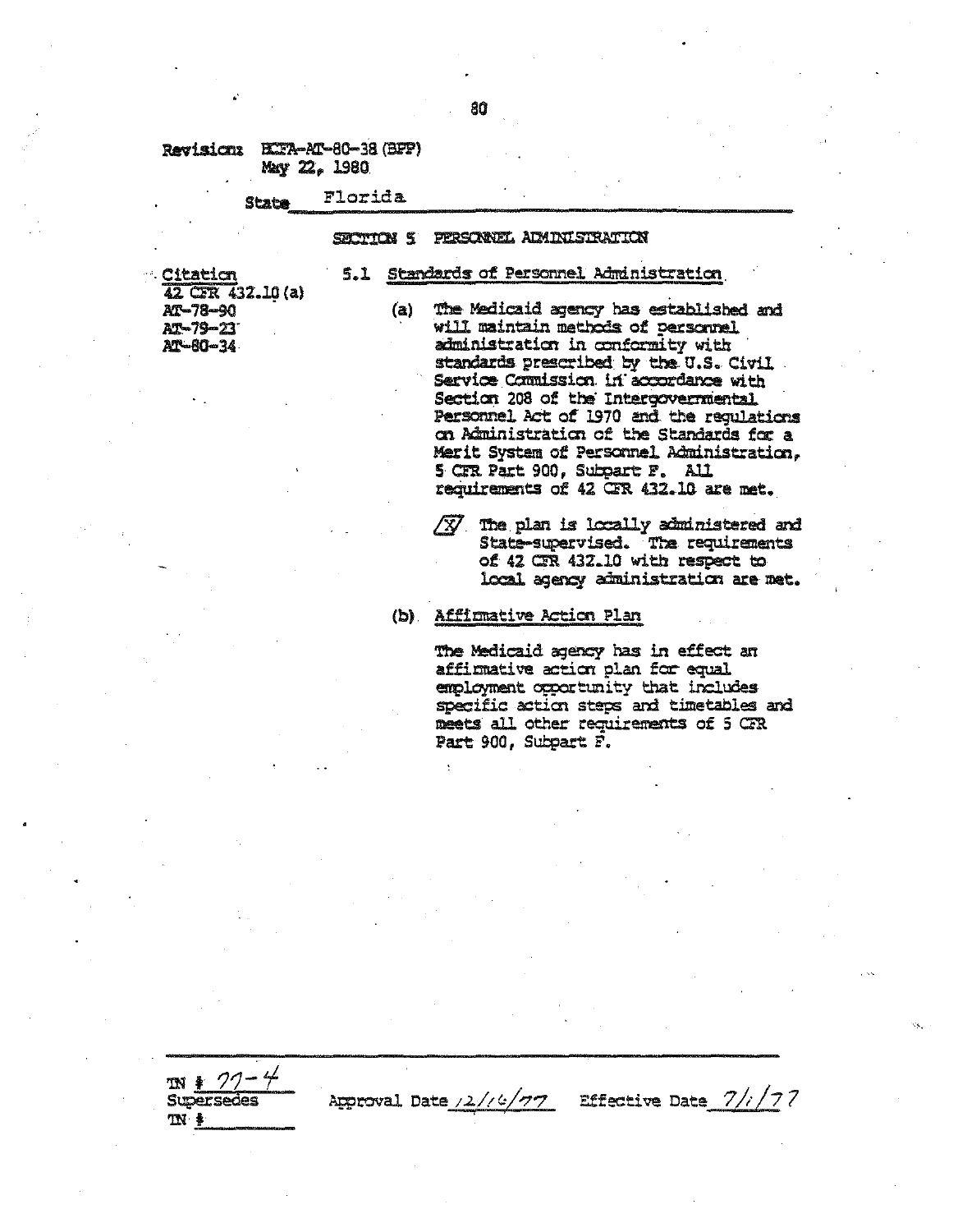Revision: HCFA-AT-80-38 (BPP)
May 22, 1980

State Florida

## SECTION 5 PERSONNEL ADMINISTRATION

Citation
42 CFR 432.10(a)
AT-78-90
AT-79-23
AT-80-34

5.1 Standards of Personnel Administration

(a) The Medicaid agency has established and will maintain methods of personnel administration in conformity with standards prescribed by the U.S. Civil Service Commission in accordance with Section 208 of the Intergovernmental Personnel Act of 1970 and the regulations on Administration of the Standards for a Merit System of Personnel Administration, 5 CFR Part 900, Subpart F. All requirements of 42 CFR 432.10 are met.

[X] The plan is locally administered and State-supervised. The requirements of 42 CFR 432.10 with respect to local agency administration are met.

(b) Affirmative Action Plan

The Medicaid agency has in effect an affirmative action plan for equal employment opportunity that includes specific action steps and timetables and meets all other requirements of 5 CFR Part 900, Subpart F.

TN # 77-4
Supersedes
TN # ______

Approval Date 12/16/77 Effective Date 7/1/77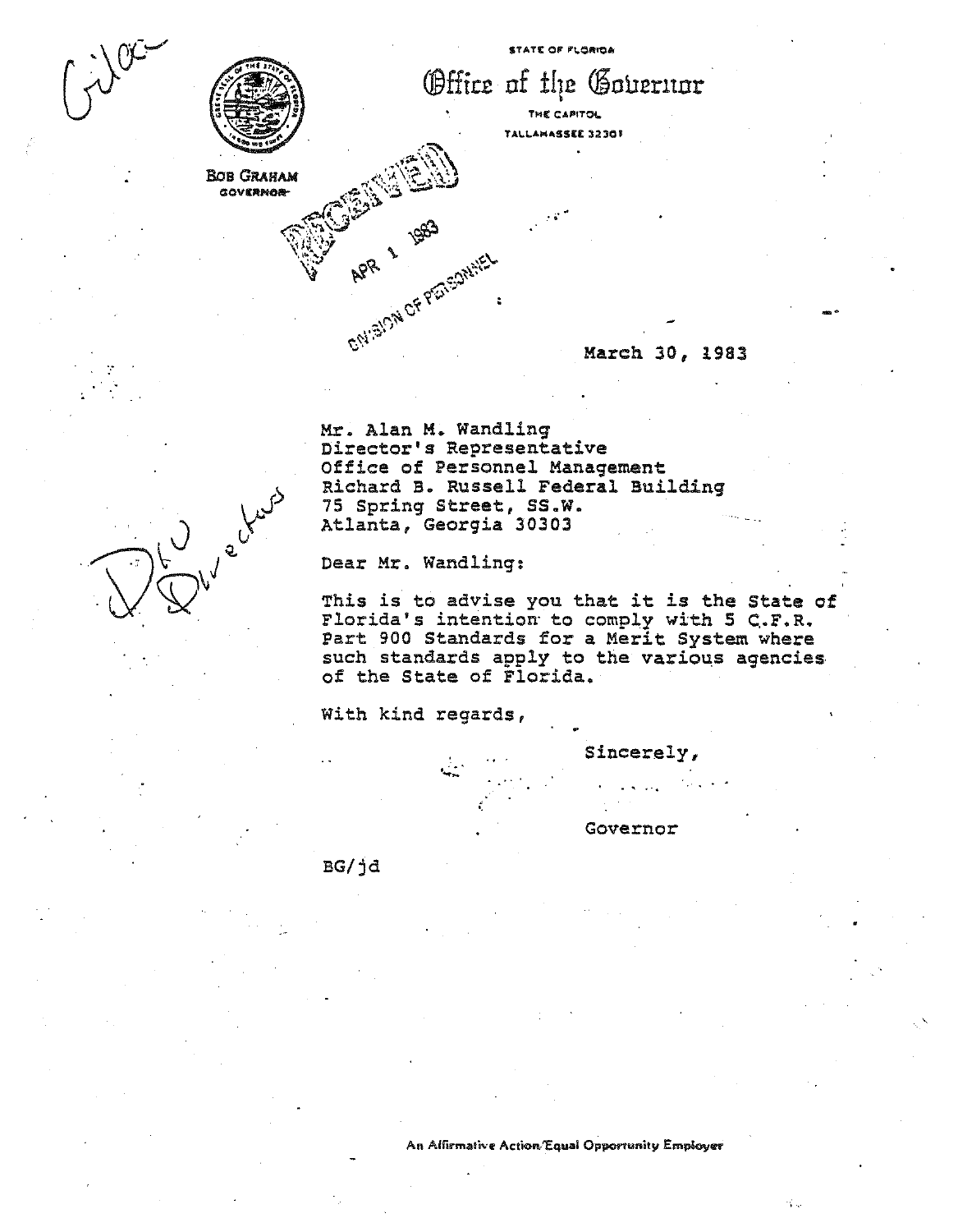STATE OF FLORIDA

# Office of the Governor

THE CAPITOL
TALLAHASSEE 32301

BOB GRAHAM
GOVERNOR

RECEIVED
APR 1 1983
DIVISION OF PERSONNEL

March 30, 1983

Mr. Alan M. Wandling
Director's Representative
Office of Personnel Management
Richard B. Russell Federal Building
75 Spring Street, SS.W.
Atlanta, Georgia 30303

Dear Mr. Wandling:

This is to advise you that it is the State of Florida's intention to comply with 5 C.F.R. Part 900 Standards for a Merit System where such standards apply to the various agencies of the State of Florida.

With kind regards,

Sincerely,

Governor

BG/jd

An Affirmative Action/Equal Opportunity Employer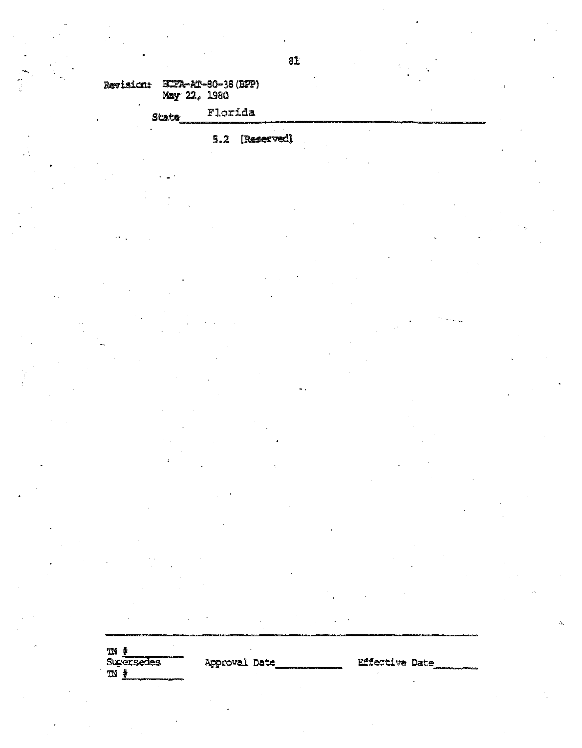Revisions: HCFA-AT-80-38 (BPP)
May 22, 1980

State Florida

5.2 [Reserved]

TN # ______
Supersedes
TN # ______

Approval Date ______ Effective Date ______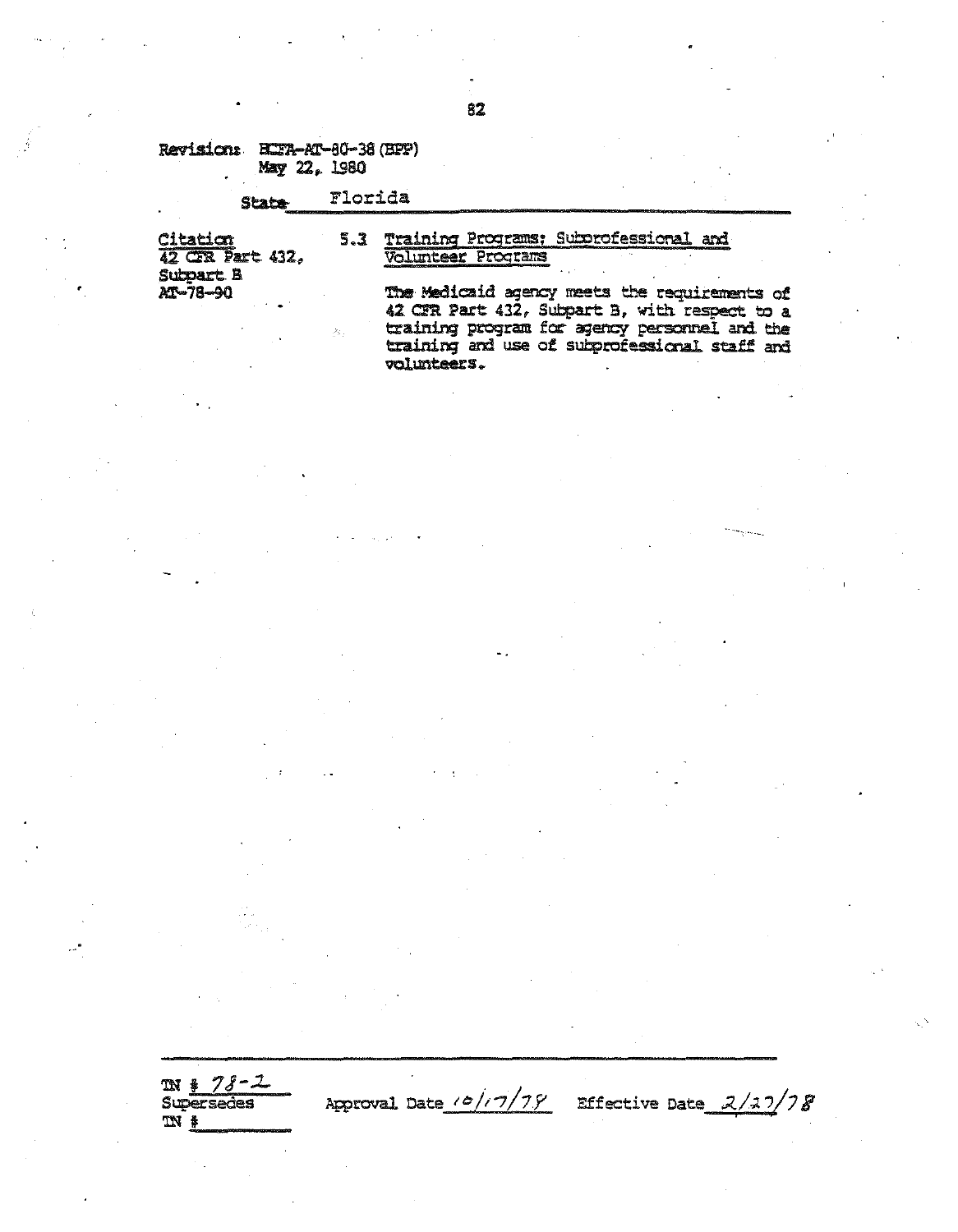Revision: HCFA-AT-80-38 (BPP)
May 22, 1980

State Florida

| | | |
|---|---|---|
| Citation<br>42 CFR Part 432,<br>Subpart B<br>AT-78-90 | 5.3 | Training Programs; Subprofessional and Volunteer Programs<br><br>The Medicaid agency meets the requirements of 42 CFR Part 432, Subpart B, with respect to a training program for agency personnel and the training and use of subprofessional staff and volunteers. |

TN # 78-2
Supersedes
TN #

Approval Date 10/17/78 Effective Date 2/27/78